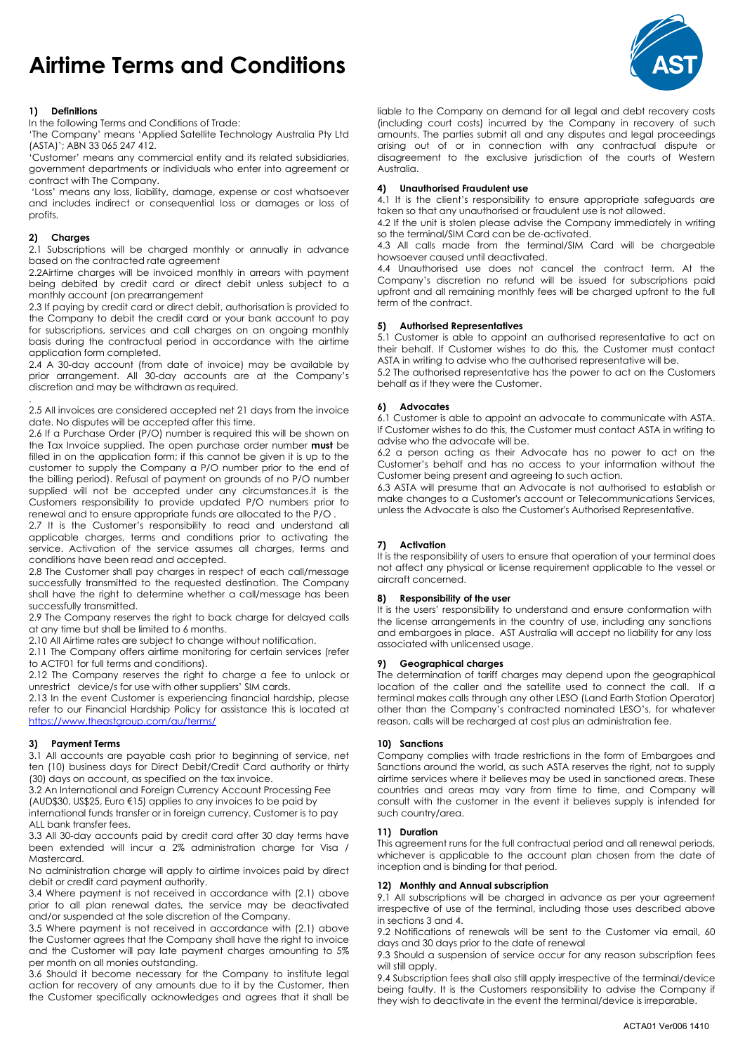# Airtime Terms and Conditions

## 1) Definitions

In the following Terms and Conditions of Trade:

'The Company' means 'Applied Satellite Technology Australia Pty Ltd (ASTA)'; ABN 33 065 247 412.

'Customer' means any commercial entity and its related subsidiaries, government departments or individuals who enter into agreement or contract with The Company.

'Loss' means any loss, liability, damage, expense or cost whatsoever and includes indirect or consequential loss or damages or loss of profits.

## 2) Charges

2.1 Subscriptions will be charged monthly or annually in advance based on the contracted rate agreement

2.2Airtime charges will be invoiced monthly in arrears with payment being debited by credit card or direct debit unless subject to a monthly account (on prearrangement

2.3 If paying by credit card or direct debit, authorisation is provided to the Company to debit the credit card or your bank account to pay for subscriptions, services and call charges on an ongoing monthly basis during the contractual period in accordance with the airtime application form completed.

2.4 A 30-day account (from date of invoice) may be available by prior arrangement. All 30-day accounts are at the Company's discretion and may be withdrawn as required.

.

2.5 All invoices are considered accepted net 21 days from the invoice date. No disputes will be accepted after this time.

2.6 If a Purchase Order (P/O) number is required this will be shown on the Tax Invoice supplied. The open purchase order number **must** be filled in on the application form; if this cannot be given it is up to the customer to supply the Company a P/O number prior to the end of the billing period. Refusal of payment on grounds of no P/O number supplied will not be accepted under any circumstances.it is the Customers responsibility to provide updated P/O numbers prior to renewal and to ensure appropriate funds are allocated to the P/O .

2.7 It is the Customer's responsibility to read and understand all applicable charges, terms and conditions prior to activating the service. Activation of the service assumes all charges, terms and conditions have been read and accepted.

2.8 The Customer shall pay charges in respect of each call/message successfully transmitted to the requested destination. The Company shall have the right to determine whether a call/message has been successfully transmitted.

2.9 The Company reserves the right to back charge for delayed calls at any time but shall be limited to 6 months.

2.10 All Airtime rates are subject to change without notification.

2.11 The Company offers airtime monitoring for certain services (refer to ACTF01 for full terms and conditions).

2.12 The Company reserves the right to charge a fee to unlock or unrestrict device/s for use with other suppliers' SIM cards.

2.13 In the event Customer is experiencing financial hardship, please refer to our Financial Hardship Policy for assistance this is located at https://www.theastgroup.com/au/terms/

## 3) Payment Terms

3.1 All accounts are payable cash prior to beginning of service, net ten (10) business days for Direct Debit/Credit Card authority or thirty (30) days on account, as specified on the tax invoice.

3.2 An International and Foreign Currency Account Processing Fee (AUD$30, US$25, Euro €15) applies to any invoices to be paid by international funds transfer or in foreign currency. Customer is to pay ALL bank transfer fees.

3.3 All 30-day accounts paid by credit card after 30 day terms have been extended will incur a 2% administration charge for Visa / Mastercard.

No administration charge will apply to airtime invoices paid by direct debit or credit card payment authority.

3.4 Where payment is not received in accordance with (2.1) above prior to all plan renewal dates, the service may be deactivated and/or suspended at the sole discretion of the Company.

3.5 Where payment is not received in accordance with (2.1) above the Customer agrees that the Company shall have the right to invoice and the Customer will pay late payment charges amounting to 5% per month on all monies outstanding.

3.6 Should it become necessary for the Company to institute legal action for recovery of any amounts due to it by the Customer, then the Customer specifically acknowledges and agrees that it shall be liable to the Company on demand for all legal and debt recovery costs (including court costs) incurred by the Company in recovery of such amounts. The parties submit all and any disputes and legal proceedings arising out of or in connection with any contractual dispute or disagreement to the exclusive jurisdiction of the courts of Western Australia.

## 4) Unauthorised Fraudulent use

4.1 It is the client's responsibility to ensure appropriate safeguards are taken so that any unauthorised or fraudulent use is not allowed.

4.2 If the unit is stolen please advise the Company immediately in writing so the terminal/SIM Card can be de-activated.

4.3 All calls made from the terminal/SIM Card will be chargeable howsoever caused until deactivated.

4.4 Unauthorised use does not cancel the contract term. At the Company's discretion no refund will be issued for subscriptions paid upfront and all remaining monthly fees will be charged upfront to the full term of the contract.

## 5) Authorised Representatives

5.1 Customer is able to appoint an authorised representative to act on their behalf. If Customer wishes to do this, the Customer must contact ASTA in writing to advise who the authorised representative will be.

5.2 The authorised representative has the power to act on the Customers behalf as if they were the Customer.

## 6) Advocates

6.1 Customer is able to appoint an advocate to communicate with ASTA. If Customer wishes to do this, the Customer must contact ASTA in writing to advise who the advocate will be.

6.2 a person acting as their Advocate has no power to act on the Customer's behalf and has no access to your information without the Customer being present and agreeing to such action.

6.3 ASTA will presume that an Advocate is not authorised to establish or make changes to a Customer's account or Telecommunications Services, unless the Advocate is also the Customer's Authorised Representative.

## 7) Activation

It is the responsibility of users to ensure that operation of your terminal does not affect any physical or license requirement applicable to the vessel or aircraft concerned.

## 8) Responsibility of the user

It is the users' responsibility to understand and ensure conformation with the license arrangements in the country of use, including any sanctions and embargoes in place. AST Australia will accept no liability for any loss associated with unlicensed usage.

## 9) Geographical charges

The determination of tariff charges may depend upon the geographical location of the caller and the satellite used to connect the call. If a terminal makes calls through any other LESO (Land Earth Station Operator) other than the Company's contracted nominated LESO's, for whatever reason, calls will be recharged at cost plus an administration fee.

## 10) Sanctions

Company complies with trade restrictions in the form of Embargoes and Sanctions around the world, as such ASTA reserves the right, not to supply airtime services where it believes may be used in sanctioned areas. These countries and areas may vary from time to time, and Company will consult with the customer in the event it believes supply is intended for such country/area.

## 11) Duration

This agreement runs for the full contractual period and all renewal periods, whichever is applicable to the account plan chosen from the date of inception and is binding for that period.

## 12) Monthly and Annual subscription

9.1 All subscriptions will be charged in advance as per your agreement irrespective of use of the terminal, including those uses described above in sections 3 and 4.

9.2 Notifications of renewals will be sent to the Customer via email, 60 days and 30 days prior to the date of renewal

9.3 Should a suspension of service occur for any reason subscription fees will still apply.

9.4 Subscription fees shall also still apply irrespective of the terminal/device being faulty. It is the Customers responsibility to advise the Company if they wish to deactivate in the event the terminal/device is irreparable.

ACTA01 Ver006 1410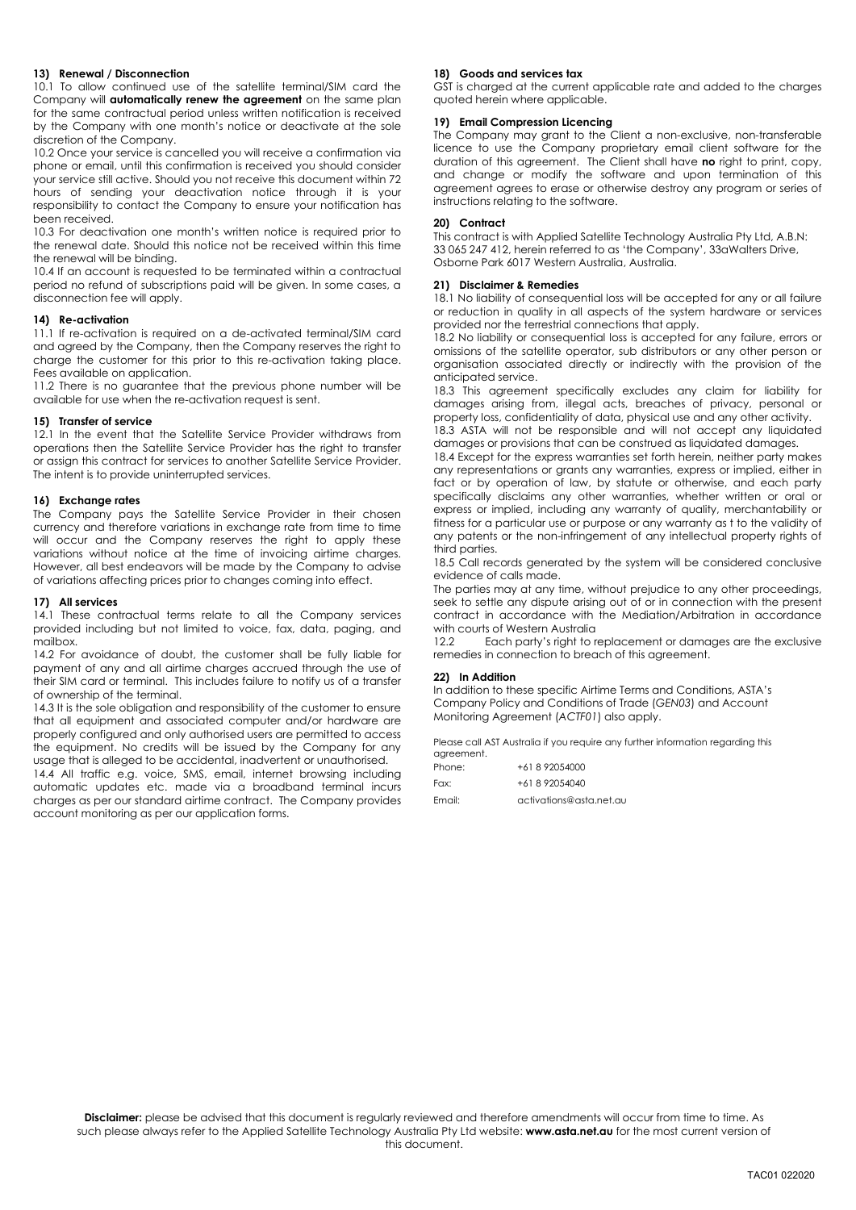**13) Renewal / Disconnection**

10.1 To allow continued use of the satellite terminal/SIM card the Company will **automatically renew the agreement** on the same plan for the same contractual period unless written notification is received by the Company with one month's notice or deactivate at the sole discretion of the Company.

10.2 Once your service is cancelled you will receive a confirmation via phone or email, until this confirmation is received you should consider your service still active. Should you not receive this document within 72 hours of sending your deactivation notice through it is your responsibility to contact the Company to ensure your notification has been received.

10.3 For deactivation one month's written notice is required prior to the renewal date. Should this notice not be received within this time the renewal will be binding.

10.4 If an account is requested to be terminated within a contractual period no refund of subscriptions paid will be given. In some cases, a disconnection fee will apply.

**14) Re-activation**

11.1 If re-activation is required on a de-activated terminal/SIM card and agreed by the Company, then the Company reserves the right to charge the customer for this prior to this re-activation taking place. Fees available on application.

11.2 There is no guarantee that the previous phone number will be available for use when the re-activation request is sent.

**15) Transfer of service**

12.1 In the event that the Satellite Service Provider withdraws from operations then the Satellite Service Provider has the right to transfer or assign this contract for services to another Satellite Service Provider. The intent is to provide uninterrupted services.

**16) Exchange rates**

The Company pays the Satellite Service Provider in their chosen currency and therefore variations in exchange rate from time to time will occur and the Company reserves the right to apply these variations without notice at the time of invoicing airtime charges. However, all best endeavors will be made by the Company to advise of variations affecting prices prior to changes coming into effect.

**17) All services**

14.1 These contractual terms relate to all the Company services provided including but not limited to voice, fax, data, paging, and mailbox.

14.2 For avoidance of doubt, the customer shall be fully liable for payment of any and all airtime charges accrued through the use of their SIM card or terminal. This includes failure to notify us of a transfer of ownership of the terminal.

14.3 It is the sole obligation and responsibility of the customer to ensure that all equipment and associated computer and/or hardware are properly configured and only authorised users are permitted to access the equipment. No credits will be issued by the Company for any usage that is alleged to be accidental, inadvertent or unauthorised.

14.4 All traffic e.g. voice, SMS, email, internet browsing including automatic updates etc. made via a broadband terminal incurs charges as per our standard airtime contract. The Company provides account monitoring as per our application forms.

**18) Goods and services tax**

GST is charged at the current applicable rate and added to the charges quoted herein where applicable.

**19) Email Compression Licencing**

The Company may grant to the Client a non-exclusive, non-transferable licence to use the Company proprietary email client software for the duration of this agreement. The Client shall have **no** right to print, copy, and change or modify the software and upon termination of this agreement agrees to erase or otherwise destroy any program or series of instructions relating to the software.

**20) Contract**

This contract is with Applied Satellite Technology Australia Pty Ltd, A.B.N: 33 065 247 412, herein referred to as 'the Company', 33aWalters Drive, Osborne Park 6017 Western Australia, Australia.

**21) Disclaimer & Remedies**

18.1 No liability of consequential loss will be accepted for any or all failure or reduction in quality in all aspects of the system hardware or services provided nor the terrestrial connections that apply.

18.2 No liability or consequential loss is accepted for any failure, errors or omissions of the satellite operator, sub distributors or any other person or organisation associated directly or indirectly with the provision of the anticipated service.

18.3 This agreement specifically excludes any claim for liability for damages arising from, illegal acts, breaches of privacy, personal or property loss, confidentiality of data, physical use and any other activity.

18.3 ASTA will not be responsible and will not accept any liquidated damages or provisions that can be construed as liquidated damages.

18.4 Except for the express warranties set forth herein, neither party makes any representations or grants any warranties, express or implied, either in fact or by operation of law, by statute or otherwise, and each party specifically disclaims any other warranties, whether written or oral or express or implied, including any warranty of quality, merchantability or fitness for a particular use or purpose or any warranty as t to the validity of any patents or the non-infringement of any intellectual property rights of third parties.

18.5 Call records generated by the system will be considered conclusive evidence of calls made.

The parties may at any time, without prejudice to any other proceedings, seek to settle any dispute arising out of or in connection with the present contract in accordance with the Mediation/Arbitration in accordance with courts of Western Australia

12.2 Each party's right to replacement or damages are the exclusive remedies in connection to breach of this agreement.

**22) In Addition**

In addition to these specific Airtime Terms and Conditions, ASTA's Company Policy and Conditions of Trade (*GEN03*) and Account Monitoring Agreement (*ACTF01*) also apply.

Please call AST Australia if you require any further information regarding this agreement.

Phone: +61 8 92054000
Fax: +61 8 92054040
Email: activations@asta.net.au

**Disclaimer:** please be advised that this document is regularly reviewed and therefore amendments will occur from time to time. As such please always refer to the Applied Satellite Technology Australia Pty Ltd website: **www.asta.net.au** for the most current version of this document.

TAC01 022020